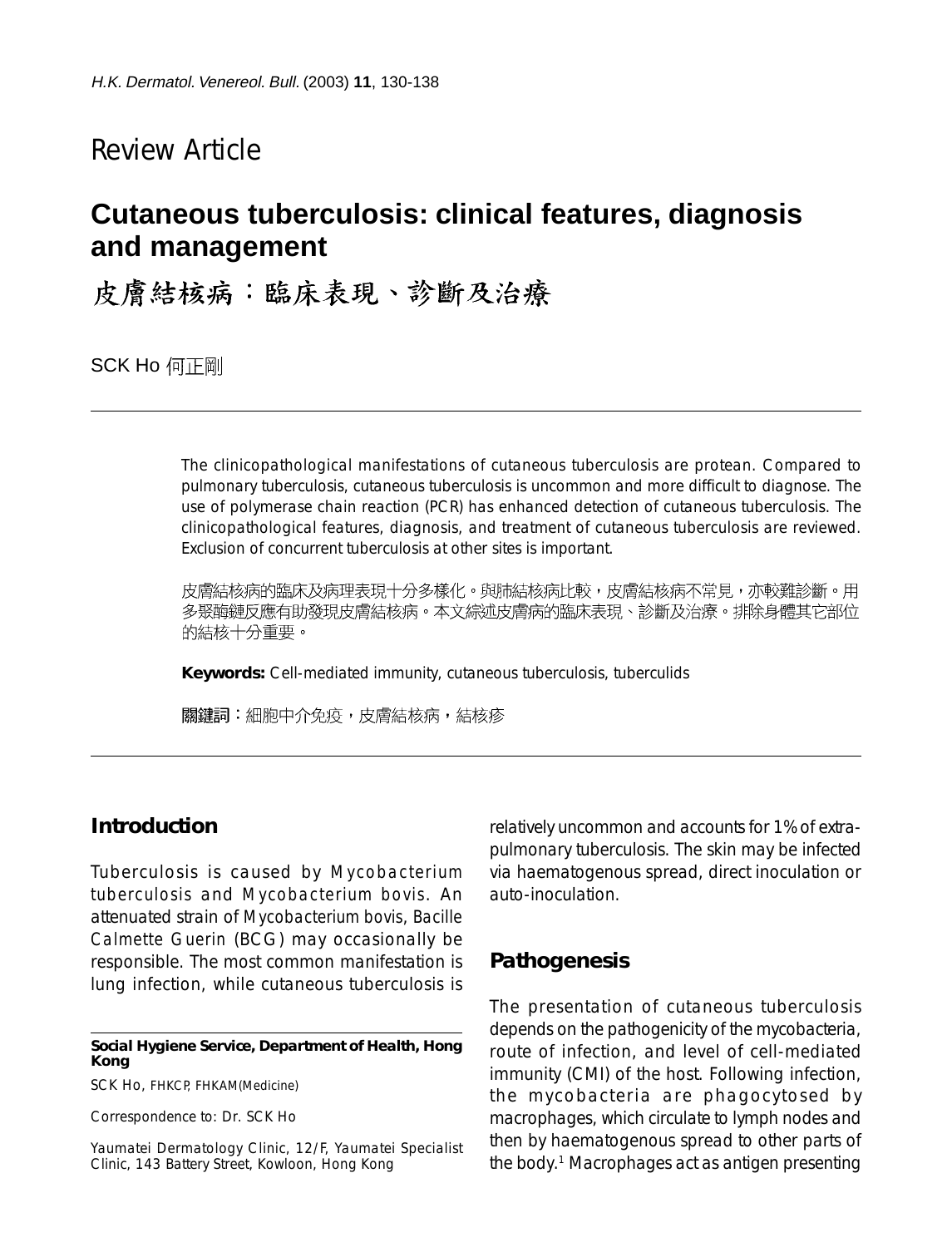Review Article

# Cutaneous tuberculosis: clinical features, diagnosis and management

# 皮膚結核病：臨床表現、診斷及治療

SCK Ho 何正剛

---

The clinicopathological manifestations of cutaneous tuberculosis are protean. Compared to pulmonary tuberculosis, cutaneous tuberculosis is uncommon and more difficult to diagnose. The use of polymerase chain reaction (PCR) has enhanced detection of cutaneous tuberculosis. The clinicopathological features, diagnosis, and treatment of cutaneous tuberculosis are reviewed. Exclusion of concurrent tuberculosis at other sites is important.

皮膚結核病的臨床及病理表現十分多樣化。與肺結核病比較，皮膚結核病不常見，亦較難診斷。用多聚酶鏈反應有助發現皮膚結核病。本文綜述皮膚病的臨床表現、診斷及治療。排除身體其它部位的結核十分重要。

**Keywords:** Cell-mediated immunity, cutaneous tuberculosis, tuberculids

**關鍵詞**：細胞中介免疫，皮膚結核病，結核疹

---

## Introduction

Tuberculosis is caused by *Mycobacterium tuberculosis* and *Mycobacterium bovis*. An attenuated strain of *Mycobacterium bovis*, Bacille Calmette Guerin (BCG) may occasionally be responsible. The most common manifestation is lung infection, while cutaneous tuberculosis is relatively uncommon and accounts for 1% of extra-pulmonary tuberculosis. The skin may be infected via haematogenous spread, direct inoculation or auto-inoculation.

## Pathogenesis

The presentation of cutaneous tuberculosis depends on the pathogenicity of the mycobacteria, route of infection, and level of cell-mediated immunity (CMI) of the host. Following infection, the mycobacteria are phagocytosed by macrophages, which circulate to lymph nodes and then by haematogenous spread to other parts of the body.[1] Macrophages act as antigen presenting

---

**Social Hygiene Service, Department of Health, Hong Kong**

SCK Ho, FHKCP, FHKAM(Medicine)

Correspondence to: Dr. SCK Ho

Yaumatei Dermatology Clinic, 12/F, Yaumatei Specialist Clinic, 143 Battery Street, Kowloon, Hong Kong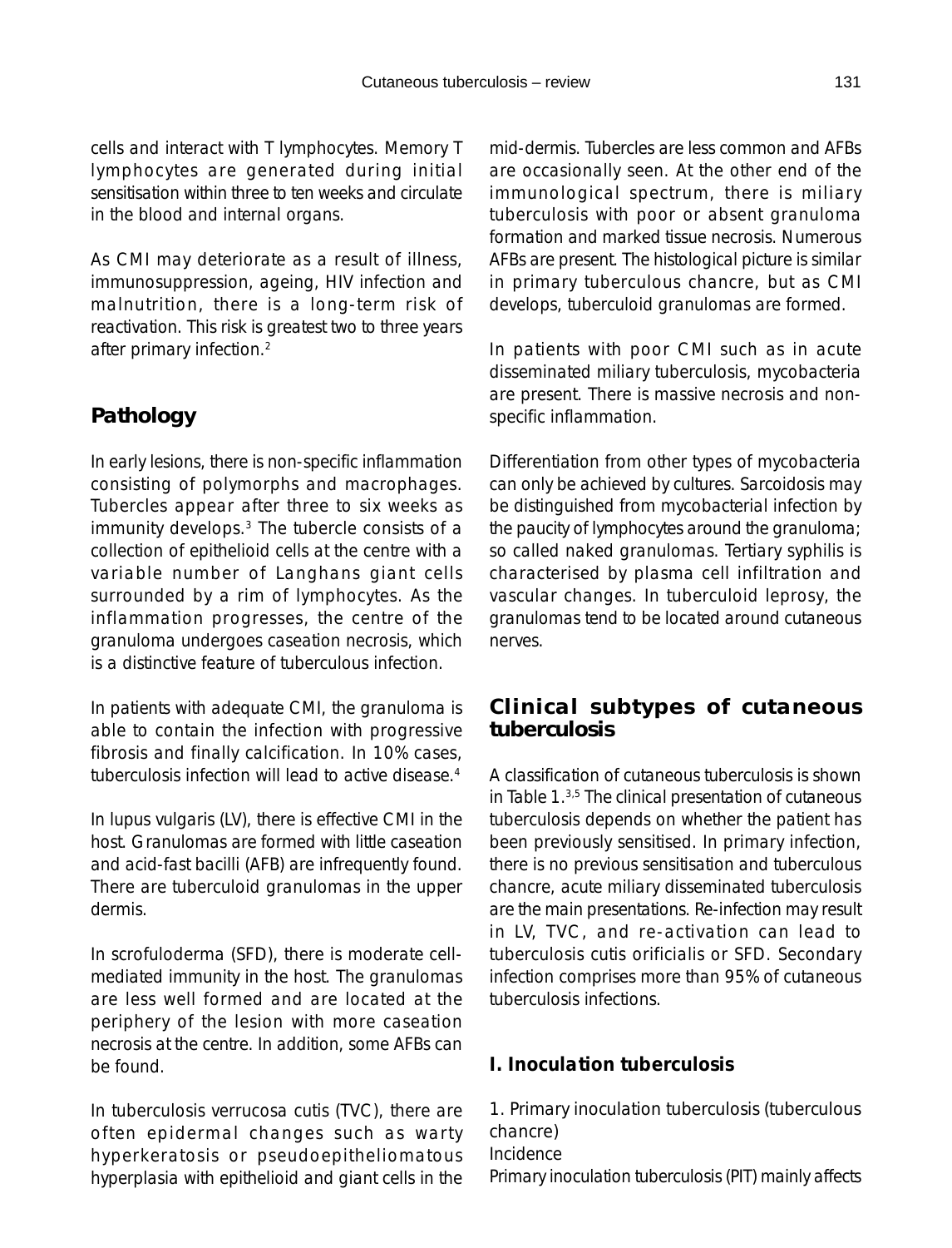cells and interact with T lymphocytes. Memory T lymphocytes are generated during initial sensitisation within three to ten weeks and circulate in the blood and internal organs.

As CMI may deteriorate as a result of illness, immunosuppression, ageing, HIV infection and malnutrition, there is a long-term risk of reactivation. This risk is greatest two to three years after primary infection.[2]

## Pathology

In early lesions, there is non-specific inflammation consisting of polymorphs and macrophages. Tubercles appear after three to six weeks as immunity develops.[3] The tubercle consists of a collection of epithelioid cells at the centre with a variable number of Langhans giant cells surrounded by a rim of lymphocytes. As the inflammation progresses, the centre of the granuloma undergoes caseation necrosis, which is a distinctive feature of tuberculous infection.

In patients with adequate CMI, the granuloma is able to contain the infection with progressive fibrosis and finally calcification. In 10% cases, tuberculosis infection will lead to active disease.[4]

In lupus vulgaris (LV), there is effective CMI in the host. Granulomas are formed with little caseation and acid-fast bacilli (AFB) are infrequently found. There are tuberculoid granulomas in the upper dermis.

In scrofuloderma (SFD), there is moderate cell-mediated immunity in the host. The granulomas are less well formed and are located at the periphery of the lesion with more caseation necrosis at the centre. In addition, some AFBs can be found.

In tuberculosis verrucosa cutis (TVC), there are often epidermal changes such as warty hyperkeratosis or pseudoepitheliomatous hyperplasia with epithelioid and giant cells in the mid-dermis. Tubercles are less common and AFBs are occasionally seen. At the other end of the immunological spectrum, there is miliary tuberculosis with poor or absent granuloma formation and marked tissue necrosis. Numerous AFBs are present. The histological picture is similar in primary tuberculous chancre, but as CMI develops, tuberculoid granulomas are formed.

In patients with poor CMI such as in acute disseminated miliary tuberculosis, mycobacteria are present. There is massive necrosis and non-specific inflammation.

Differentiation from other types of mycobacteria can only be achieved by cultures. Sarcoidosis may be distinguished from mycobacterial infection by the paucity of lymphocytes around the granuloma; so called naked granulomas. Tertiary syphilis is characterised by plasma cell infiltration and vascular changes. In tuberculoid leprosy, the granulomas tend to be located around cutaneous nerves.

## Clinical subtypes of cutaneous tuberculosis

A classification of cutaneous tuberculosis is shown in Table 1.[3,5] The clinical presentation of cutaneous tuberculosis depends on whether the patient has been previously sensitised. In primary infection, there is no previous sensitisation and tuberculous chancre, acute miliary disseminated tuberculosis are the main presentations. Re-infection may result in LV, TVC, and re-activation can lead to tuberculosis cutis orificialis or SFD. Secondary infection comprises more than 95% of cutaneous tuberculosis infections.

### I. Inoculation tuberculosis

1. Primary inoculation tuberculosis (tuberculous chancre)

Incidence

Primary inoculation tuberculosis (PIT) mainly affects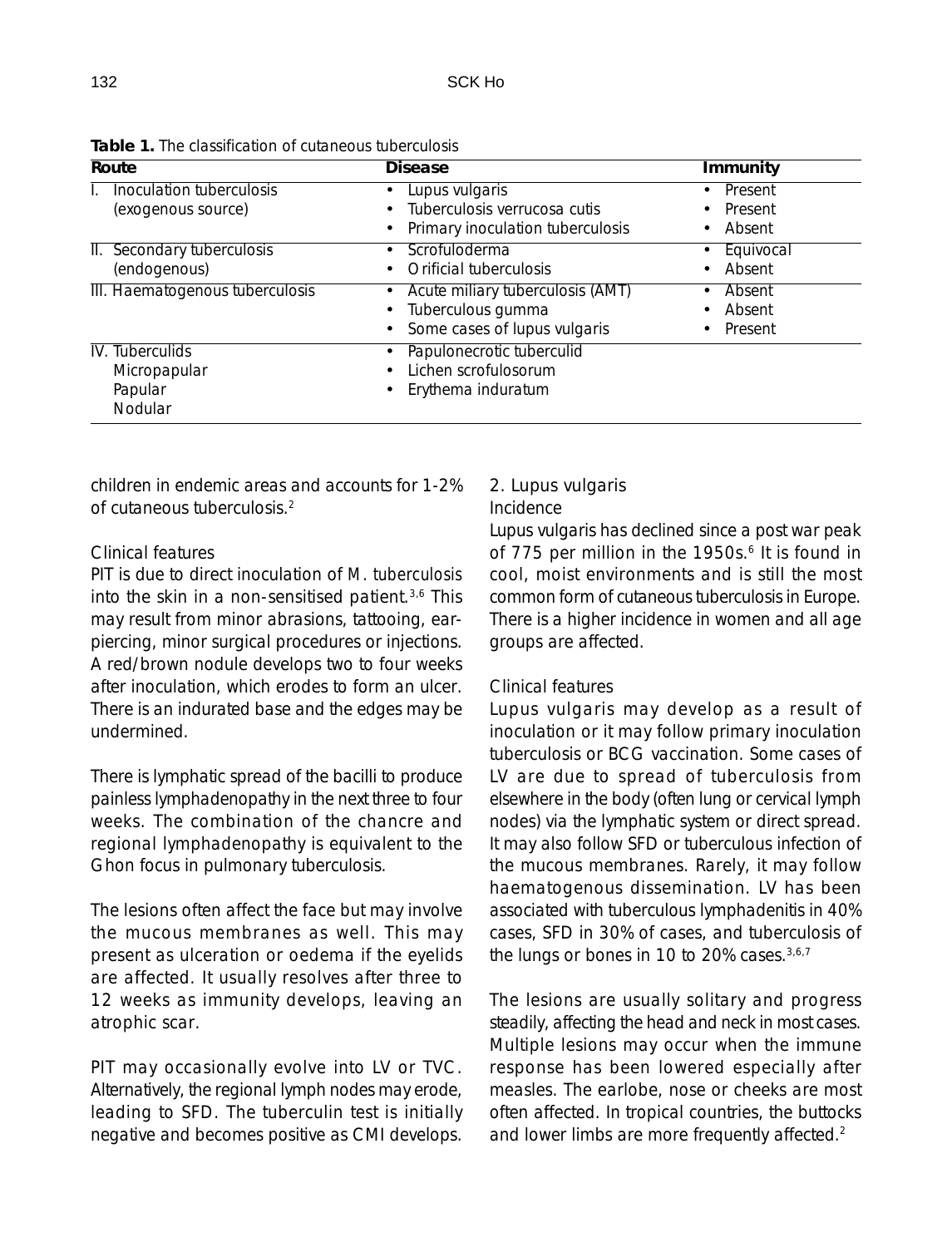**Table 1.** The classification of cutaneous tuberculosis

| Route | Disease | Immunity |
|---|---|---|
| I. Inoculation tuberculosis (exogenous source) | • Lupus vulgaris<br>• Tuberculosis verrucosa cutis<br>• Primary inoculation tuberculosis | • Present<br>• Present<br>• Absent |
| II. Secondary tuberculosis (endogenous) | • Scrofuloderma<br>• Orificial tuberculosis | • Equivocal<br>• Absent |
| III. Haematogenous tuberculosis | • Acute miliary tuberculosis (AMT)<br>• Tuberculous gumma<br>• Some cases of lupus vulgaris | • Absent<br>• Absent<br>• Present |
| IV. Tuberculids<br>Micropapular<br>Papular<br>Nodular | • Papulonecrotic tuberculid<br>• Lichen scrofulosorum<br>• Erythema induratum | |

children in endemic areas and accounts for 1-2% of cutaneous tuberculosis.[2]

Clinical features

PIT is due to direct inoculation of *M. tuberculosis* into the skin in a non-sensitised patient.[3,6] This may result from minor abrasions, tattooing, ear-piercing, minor surgical procedures or injections. A red/brown nodule develops two to four weeks after inoculation, which erodes to form an ulcer. There is an indurated base and the edges may be undermined.

There is lymphatic spread of the bacilli to produce painless lymphadenopathy in the next three to four weeks. The combination of the chancre and regional lymphadenopathy is equivalent to the Ghon focus in pulmonary tuberculosis.

The lesions often affect the face but may involve the mucous membranes as well. This may present as ulceration or oedema if the eyelids are affected. It usually resolves after three to 12 weeks as immunity develops, leaving an atrophic scar.

PIT may occasionally evolve into LV or TVC. Alternatively, the regional lymph nodes may erode, leading to SFD. The tuberculin test is initially negative and becomes positive as CMI develops.

2. Lupus vulgaris

Incidence

Lupus vulgaris has declined since a post war peak of 775 per million in the 1950s.[6] It is found in cool, moist environments and is still the most common form of cutaneous tuberculosis in Europe. There is a higher incidence in women and all age groups are affected.

Clinical features

Lupus vulgaris may develop as a result of inoculation or it may follow primary inoculation tuberculosis or BCG vaccination. Some cases of LV are due to spread of tuberculosis from elsewhere in the body (often lung or cervical lymph nodes) via the lymphatic system or direct spread. It may also follow SFD or tuberculous infection of the mucous membranes. Rarely, it may follow haematogenous dissemination. LV has been associated with tuberculous lymphadenitis in 40% cases, SFD in 30% of cases, and tuberculosis of the lungs or bones in 10 to 20% cases.[3,6,7]

The lesions are usually solitary and progress steadily, affecting the head and neck in most cases. Multiple lesions may occur when the immune response has been lowered especially after measles. The earlobe, nose or cheeks are most often affected. In tropical countries, the buttocks and lower limbs are more frequently affected.[2]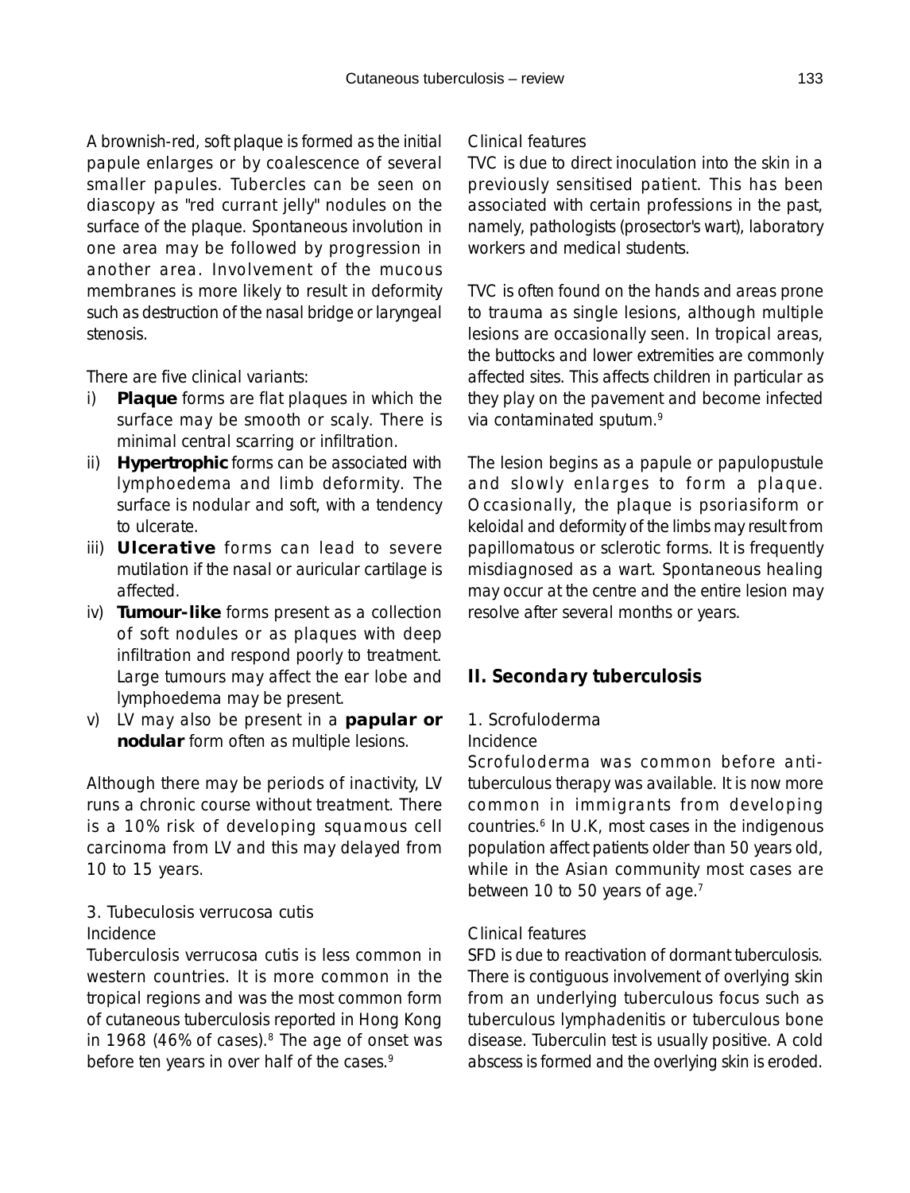A brownish-red, soft plaque is formed as the initial papule enlarges or by coalescence of several smaller papules. Tubercles can be seen on diascopy as "red currant jelly" nodules on the surface of the plaque. Spontaneous involution in one area may be followed by progression in another area. Involvement of the mucous membranes is more likely to result in deformity such as destruction of the nasal bridge or laryngeal stenosis.

There are five clinical variants:

i) **Plaque** forms are flat plaques in which the surface may be smooth or scaly. There is minimal central scarring or infiltration.
ii) **Hypertrophic** forms can be associated with lymphoedema and limb deformity. The surface is nodular and soft, with a tendency to ulcerate.
iii) **Ulcerative** forms can lead to severe mutilation if the nasal or auricular cartilage is affected.
iv) **Tumour-like** forms present as a collection of soft nodules or as plaques with deep infiltration and respond poorly to treatment. Large tumours may affect the ear lobe and lymphoedema may be present.
v) LV may also be present in a **papular or nodular** form often as multiple lesions.

Although there may be periods of inactivity, LV runs a chronic course without treatment. There is a 10% risk of developing squamous cell carcinoma from LV and this may delayed from 10 to 15 years.

### 3. Tubeculosis verrucosa cutis

Incidence

Tuberculosis verrucosa cutis is less common in western countries. It is more common in the tropical regions and was the most common form of cutaneous tuberculosis reported in Hong Kong in 1968 (46% of cases).[8] The age of onset was before ten years in over half of the cases.[9]

Clinical features

TVC is due to direct inoculation into the skin in a previously sensitised patient. This has been associated with certain professions in the past, namely, pathologists (prosector's wart), laboratory workers and medical students.

TVC is often found on the hands and areas prone to trauma as single lesions, although multiple lesions are occasionally seen. In tropical areas, the buttocks and lower extremities are commonly affected sites. This affects children in particular as they play on the pavement and become infected via contaminated sputum.[9]

The lesion begins as a papule or papulopustule and slowly enlarges to form a plaque. Occasionally, the plaque is psoriasiform or keloidal and deformity of the limbs may result from papillomatous or sclerotic forms. It is frequently misdiagnosed as a wart. Spontaneous healing may occur at the centre and the entire lesion may resolve after several months or years.

## II. Secondary tuberculosis

### 1. Scrofuloderma

Incidence

Scrofuloderma was common before anti-tuberculous therapy was available. It is now more common in immigrants from developing countries.[6] In U.K, most cases in the indigenous population affect patients older than 50 years old, while in the Asian community most cases are between 10 to 50 years of age.[7]

Clinical features

SFD is due to reactivation of dormant tuberculosis. There is contiguous involvement of overlying skin from an underlying tuberculous focus such as tuberculous lymphadenitis or tuberculous bone disease. Tuberculin test is usually positive. A cold abscess is formed and the overlying skin is eroded.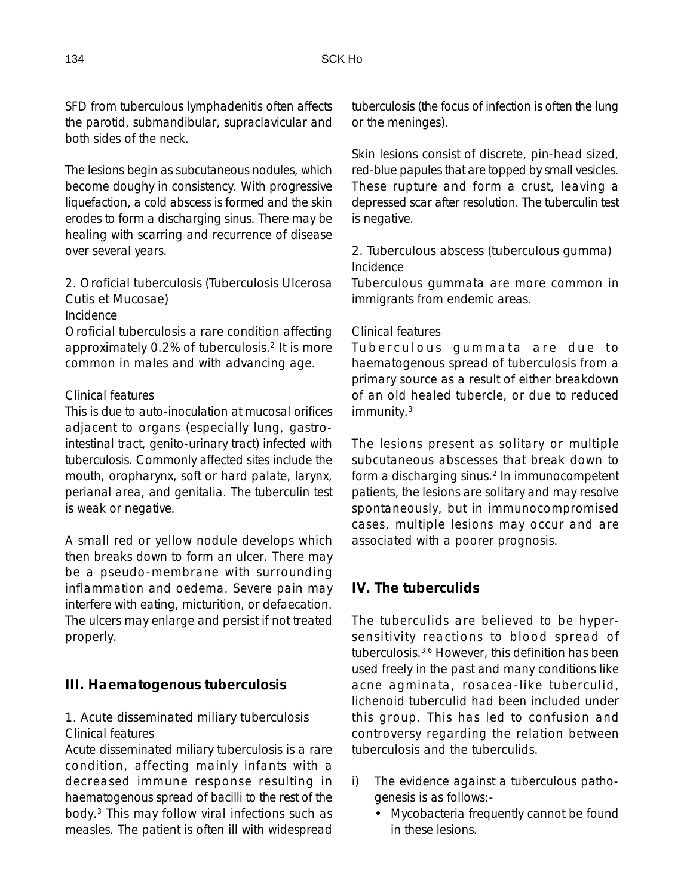SFD from tuberculous lymphadenitis often affects the parotid, submandibular, supraclavicular and both sides of the neck.

The lesions begin as subcutaneous nodules, which become doughy in consistency. With progressive liquefaction, a cold abscess is formed and the skin erodes to form a discharging sinus. There may be healing with scarring and recurrence of disease over several years.

2. Oroficial tuberculosis (Tuberculosis Ulcerosa Cutis et Mucosae)

Incidence

Oroficial tuberculosis a rare condition affecting approximately 0.2% of tuberculosis.[2] It is more common in males and with advancing age.

Clinical features

This is due to auto-inoculation at mucosal orifices adjacent to organs (especially lung, gastro-intestinal tract, genito-urinary tract) infected with tuberculosis. Commonly affected sites include the mouth, oropharynx, soft or hard palate, larynx, perianal area, and genitalia. The tuberculin test is weak or negative.

A small red or yellow nodule develops which then breaks down to form an ulcer. There may be a pseudo-membrane with surrounding inflammation and oedema. Severe pain may interfere with eating, micturition, or defaecation. The ulcers may enlarge and persist if not treated properly.

## III. Haematogenous tuberculosis

1. Acute disseminated miliary tuberculosis

Clinical features

Acute disseminated miliary tuberculosis is a rare condition, affecting mainly infants with a decreased immune response resulting in haematogenous spread of bacilli to the rest of the body.[3] This may follow viral infections such as measles. The patient is often ill with widespread tuberculosis (the focus of infection is often the lung or the meninges).

Skin lesions consist of discrete, pin-head sized, red-blue papules that are topped by small vesicles. These rupture and form a crust, leaving a depressed scar after resolution. The tuberculin test is negative.

2. Tuberculous abscess (tuberculous gumma)

Incidence

Tuberculous gummata are more common in immigrants from endemic areas.

Clinical features

Tuberculous gummata are due to haematogenous spread of tuberculosis from a primary source as a result of either breakdown of an old healed tubercle, or due to reduced immunity.[3]

The lesions present as solitary or multiple subcutaneous abscesses that break down to form a discharging sinus.[2] In immunocompetent patients, the lesions are solitary and may resolve spontaneously, but in immunocompromised cases, multiple lesions may occur and are associated with a poorer prognosis.

## IV. The tuberculids

The tuberculids are believed to be hypersensitivity reactions to blood spread of tuberculosis.[3,6] However, this definition has been used freely in the past and many conditions like acne agminata, rosacea-like tuberculid, lichenoid tuberculid had been included under this group. This has led to confusion and controversy regarding the relation between tuberculosis and the tuberculids.

i) The evidence against a tuberculous pathogenesis is as follows:-
   - Mycobacteria frequently cannot be found in these lesions.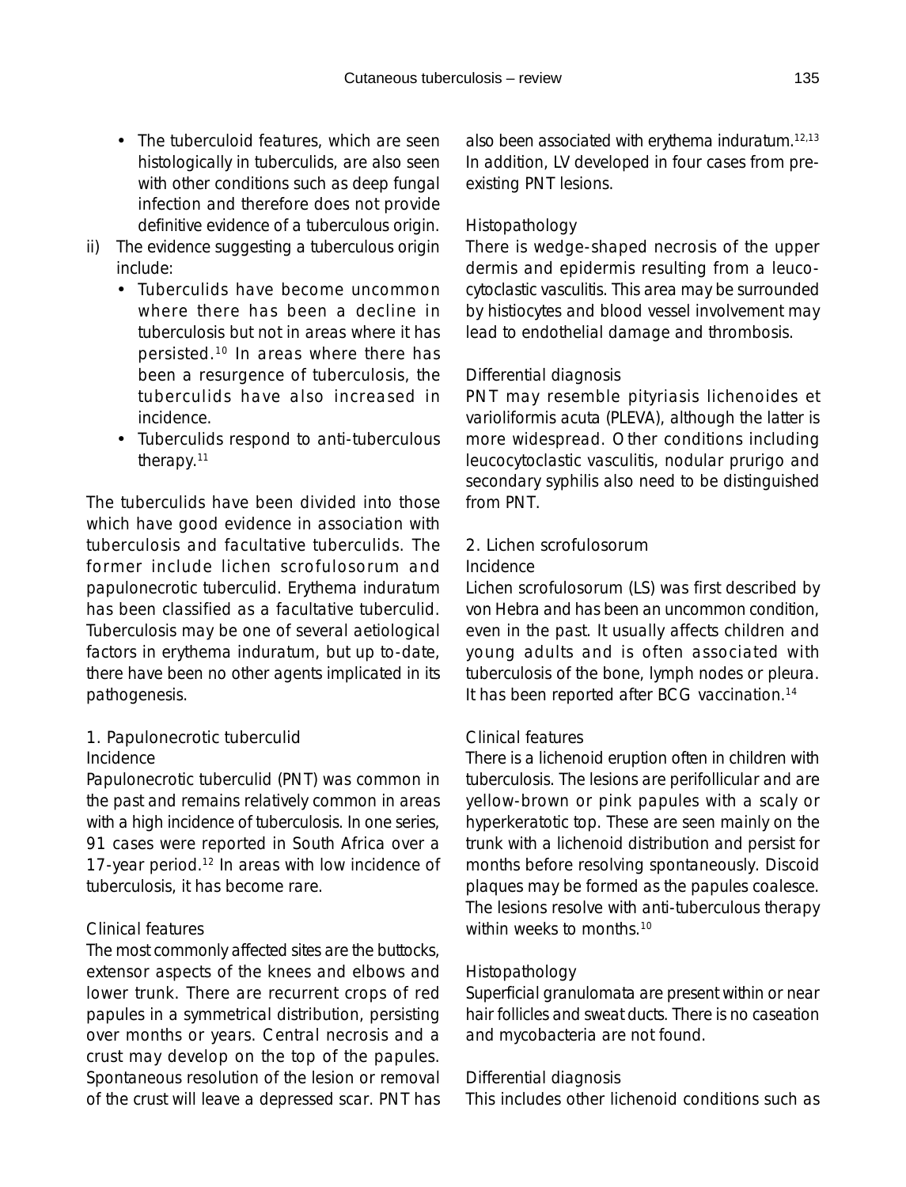- The tuberculoid features, which are seen histologically in tuberculids, are also seen with other conditions such as deep fungal infection and therefore does not provide definitive evidence of a tuberculous origin.

ii) The evidence suggesting a tuberculous origin include:
   - Tuberculids have become uncommon where there has been a decline in tuberculosis but not in areas where it has persisted.[10] In areas where there has been a resurgence of tuberculosis, the tuberculids have also increased in incidence.
   - Tuberculids respond to anti-tuberculous therapy.[11]

The tuberculids have been divided into those which have good evidence in association with tuberculosis and facultative tuberculids. The former include lichen scrofulosorum and papulonecrotic tuberculid. Erythema induratum has been classified as a facultative tuberculid. Tuberculosis may be one of several aetiological factors in erythema induratum, but up to-date, there have been no other agents implicated in its pathogenesis.

### 1. Papulonecrotic tuberculid

#### Incidence

Papulonecrotic tuberculid (PNT) was common in the past and remains relatively common in areas with a high incidence of tuberculosis. In one series, 91 cases were reported in South Africa over a 17-year period.[12] In areas with low incidence of tuberculosis, it has become rare.

#### Clinical features

The most commonly affected sites are the buttocks, extensor aspects of the knees and elbows and lower trunk. There are recurrent crops of red papules in a symmetrical distribution, persisting over months or years. Central necrosis and a crust may develop on the top of the papules. Spontaneous resolution of the lesion or removal of the crust will leave a depressed scar. PNT has also been associated with erythema induratum.[12,13] In addition, LV developed in four cases from pre-existing PNT lesions.

#### Histopathology

There is wedge-shaped necrosis of the upper dermis and epidermis resulting from a leucocytoclastic vasculitis. This area may be surrounded by histiocytes and blood vessel involvement may lead to endothelial damage and thrombosis.

#### Differential diagnosis

PNT may resemble pityriasis lichenoides et varioliformis acuta (PLEVA), although the latter is more widespread. Other conditions including leucocytoclastic vasculitis, nodular prurigo and secondary syphilis also need to be distinguished from PNT.

### 2. Lichen scrofulosorum

#### Incidence

Lichen scrofulosorum (LS) was first described by von Hebra and has been an uncommon condition, even in the past. It usually affects children and young adults and is often associated with tuberculosis of the bone, lymph nodes or pleura. It has been reported after BCG vaccination.[14]

#### Clinical features

There is a lichenoid eruption often in children with tuberculosis. The lesions are perifollicular and are yellow-brown or pink papules with a scaly or hyperkeratotic top. These are seen mainly on the trunk with a lichenoid distribution and persist for months before resolving spontaneously. Discoid plaques may be formed as the papules coalesce. The lesions resolve with anti-tuberculous therapy within weeks to months.[10]

#### Histopathology

Superficial granulomata are present within or near hair follicles and sweat ducts. There is no caseation and mycobacteria are not found.

#### Differential diagnosis

This includes other lichenoid conditions such as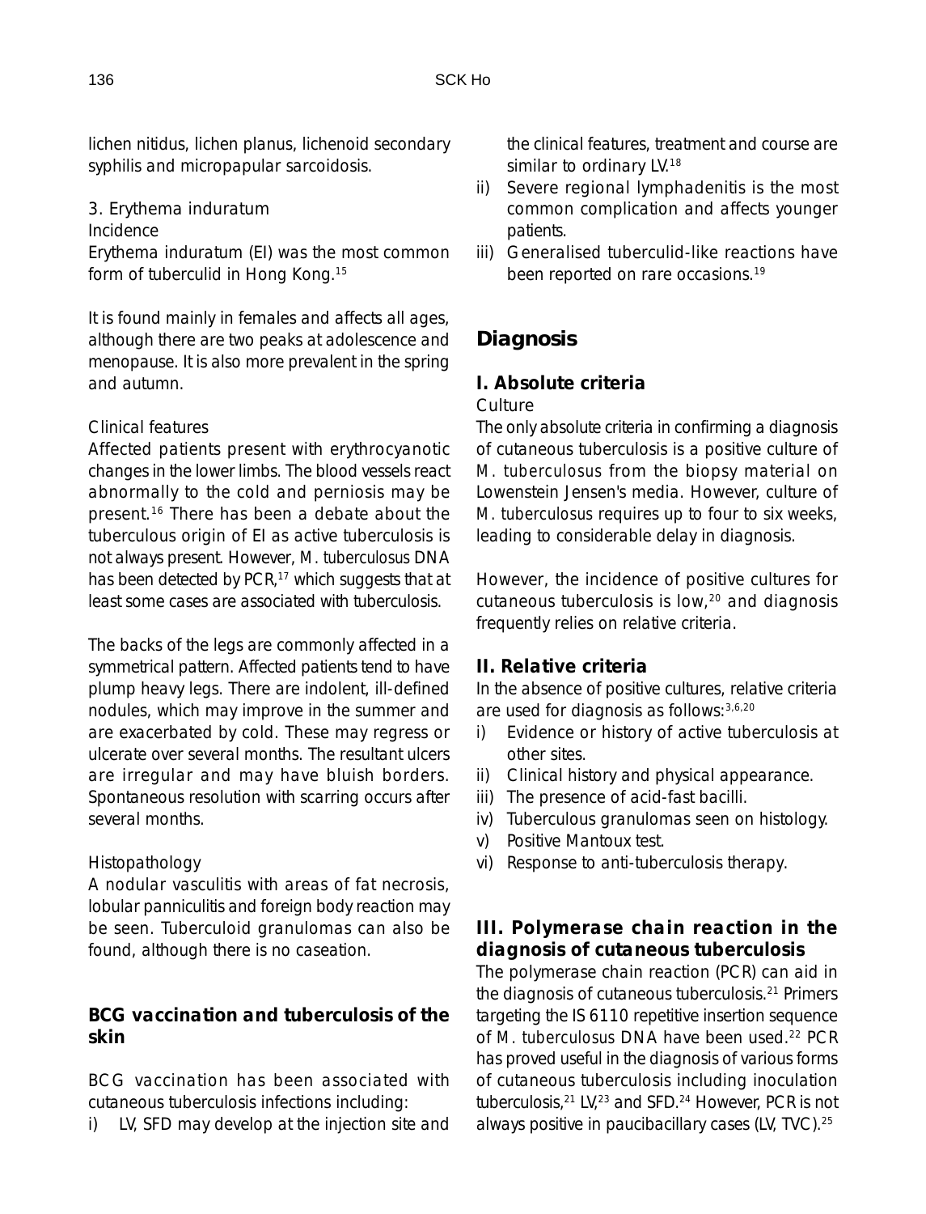lichen nitidus, lichen planus, lichenoid secondary syphilis and micropapular sarcoidosis.

3. Erythema induratum

Incidence

Erythema induratum (EI) was the most common form of tuberculid in Hong Kong.[15]

It is found mainly in females and affects all ages, although there are two peaks at adolescence and menopause. It is also more prevalent in the spring and autumn.

Clinical features

Affected patients present with erythrocyanotic changes in the lower limbs. The blood vessels react abnormally to the cold and perniosis may be present.[16] There has been a debate about the tuberculous origin of EI as active tuberculosis is not always present. However, *M. tuberculosus* DNA has been detected by PCR,[17] which suggests that at least some cases are associated with tuberculosis.

The backs of the legs are commonly affected in a symmetrical pattern. Affected patients tend to have plump heavy legs. There are indolent, ill-defined nodules, which may improve in the summer and are exacerbated by cold. These may regress or ulcerate over several months. The resultant ulcers are irregular and may have bluish borders. Spontaneous resolution with scarring occurs after several months.

Histopathology

A nodular vasculitis with areas of fat necrosis, lobular panniculitis and foreign body reaction may be seen. Tuberculoid granulomas can also be found, although there is no caseation.

### BCG vaccination and tuberculosis of the skin

BCG vaccination has been associated with cutaneous tuberculosis infections including:

i) LV, SFD may develop at the injection site and the clinical features, treatment and course are similar to ordinary LV.[18]
ii) Severe regional lymphadenitis is the most common complication and affects younger patients.
iii) Generalised tuberculid-like reactions have been reported on rare occasions.[19]

## Diagnosis

### I. Absolute criteria

Culture

The only absolute criteria in confirming a diagnosis of cutaneous tuberculosis is a positive culture of *M. tuberculosus* from the biopsy material on Lowenstein Jensen's media. However, culture of *M. tuberculosus* requires up to four to six weeks, leading to considerable delay in diagnosis.

However, the incidence of positive cultures for cutaneous tuberculosis is low,[20] and diagnosis frequently relies on relative criteria.

### II. Relative criteria

In the absence of positive cultures, relative criteria are used for diagnosis as follows:[3,6,20]

i) Evidence or history of active tuberculosis at other sites.
ii) Clinical history and physical appearance.
iii) The presence of acid-fast bacilli.
iv) Tuberculous granulomas seen on histology.
v) Positive Mantoux test.
vi) Response to anti-tuberculosis therapy.

### III. Polymerase chain reaction in the diagnosis of cutaneous tuberculosis

The polymerase chain reaction (PCR) can aid in the diagnosis of cutaneous tuberculosis.[21] Primers targeting the IS 6110 repetitive insertion sequence of *M. tuberculosus* DNA have been used.[22] PCR has proved useful in the diagnosis of various forms of cutaneous tuberculosis including inoculation tuberculosis,[21] LV,[23] and SFD.[24] However, PCR is not always positive in paucibacillary cases (LV, TVC).[25]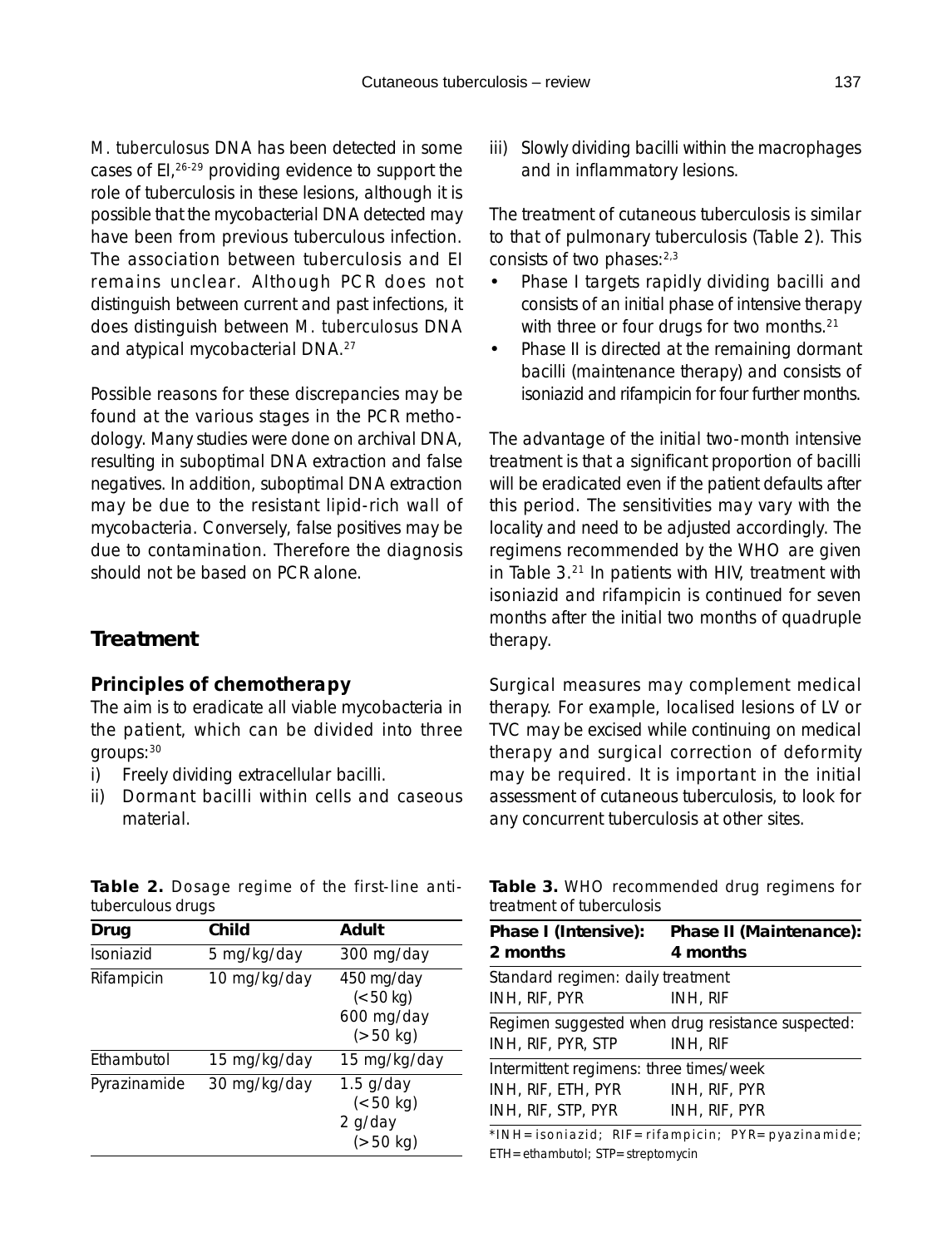*M. tuberculosus* DNA has been detected in some cases of EI,[26-29] providing evidence to support the role of tuberculosis in these lesions, although it is possible that the mycobacterial DNA detected may have been from previous tuberculous infection. The association between tuberculosis and EI remains unclear. Although PCR does not distinguish between current and past infections, it does distinguish between *M. tuberculosus* DNA and atypical mycobacterial DNA.[27]

Possible reasons for these discrepancies may be found at the various stages in the PCR methodology. Many studies were done on archival DNA, resulting in suboptimal DNA extraction and false negatives. In addition, suboptimal DNA extraction may be due to the resistant lipid-rich wall of mycobacteria. Conversely, false positives may be due to contamination. Therefore the diagnosis should not be based on PCR alone.

## Treatment

### Principles of chemotherapy

The aim is to eradicate all viable mycobacteria in the patient, which can be divided into three groups:[30]

i) Freely dividing extracellular bacilli.
ii) Dormant bacilli within cells and caseous material.
iii) Slowly dividing bacilli within the macrophages and in inflammatory lesions.

The treatment of cutaneous tuberculosis is similar to that of pulmonary tuberculosis (Table 2). This consists of two phases:[2,3]

- Phase I targets rapidly dividing bacilli and consists of an initial phase of intensive therapy with three or four drugs for two months.[21]
- Phase II is directed at the remaining dormant bacilli (maintenance therapy) and consists of isoniazid and rifampicin for four further months.

The advantage of the initial two-month intensive treatment is that a significant proportion of bacilli will be eradicated even if the patient defaults after this period. The sensitivities may vary with the locality and need to be adjusted accordingly. The regimens recommended by the WHO are given in Table 3.[21] In patients with HIV, treatment with isoniazid and rifampicin is continued for seven months after the initial two months of quadruple therapy.

Surgical measures may complement medical therapy. For example, localised lesions of LV or TVC may be excised while continuing on medical therapy and surgical correction of deformity may be required. It is important in the initial assessment of cutaneous tuberculosis, to look for any concurrent tuberculosis at other sites.

**Table 2.** Dosage regime of the first-line anti-tuberculous drugs

| Drug | Child | Adult |
|---|---|---|
| Isoniazid | 5 mg/kg/day | 300 mg/day |
| Rifampicin | 10 mg/kg/day | 450 mg/day (<50 kg) 600 mg/day (>50 kg) |
| Ethambutol | 15 mg/kg/day | 15 mg/kg/day |
| Pyrazinamide | 30 mg/kg/day | 1.5 g/day (<50 kg) 2 g/day (>50 kg) |

**Table 3.** WHO recommended drug regimens for treatment of tuberculosis

| Phase I (Intensive): 2 months | Phase II (Maintenance): 4 months |
|---|---|
| Standard regimen: daily treatment | |
| INH, RIF, PYR | INH, RIF |
| Regimen suggested when drug resistance suspected: | |
| INH, RIF, PYR, STP | INH, RIF |
| Intermittent regimens: three times/week | |
| INH, RIF, ETH, PYR | INH, RIF, PYR |
| INH, RIF, STP, PYR | INH, RIF, PYR |

*INH=isoniazid; RIF=rifampicin; PYR=pyazinamide; ETH=ethambutol; STP=streptomycin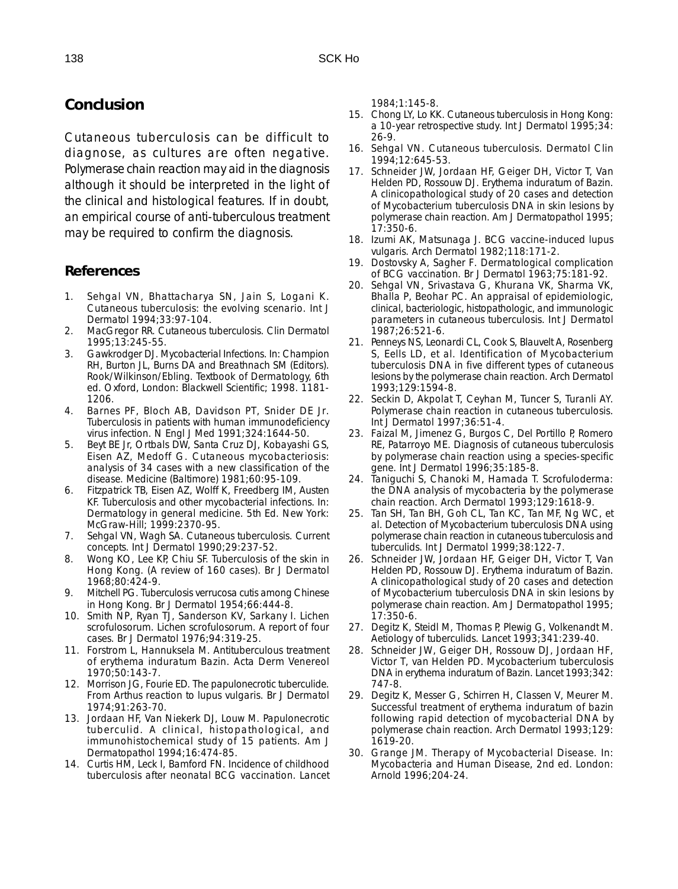## Conclusion

Cutaneous tuberculosis can be difficult to diagnose, as cultures are often negative. Polymerase chain reaction may aid in the diagnosis although it should be interpreted in the light of the clinical and histological features. If in doubt, an empirical course of anti-tuberculous treatment may be required to confirm the diagnosis.

## References

1. Sehgal VN, Bhattacharya SN, Jain S, Logani K. Cutaneous tuberculosis: the evolving scenario. Int J Dermatol 1994;33:97-104.
2. MacGregor RR. Cutaneous tuberculosis. Clin Dermatol 1995;13:245-55.
3. Gawkrodger DJ. Mycobacterial Infections. In: Champion RH, Burton JL, Burns DA and Breathnach SM (Editors). Rook/Wilkinson/Ebling. Textbook of Dermatology, 6th ed. Oxford, London: Blackwell Scientific; 1998. 1181-1206.
4. Barnes PF, Bloch AB, Davidson PT, Snider DE Jr. Tuberculosis in patients with human immunodeficiency virus infection. N Engl J Med 1991;324:1644-50.
5. Beyt BE Jr, Ortbals DW, Santa Cruz DJ, Kobayashi GS, Eisen AZ, Medoff G. Cutaneous mycobacteriosis: analysis of 34 cases with a new classification of the disease. Medicine (Baltimore) 1981;60:95-109.
6. Fitzpatrick TB, Eisen AZ, Wolff K, Freedberg IM, Austen KF. Tuberculosis and other mycobacterial infections. In: Dermatology in general medicine. 5th Ed. New York: McGraw-Hill; 1999:2370-95.
7. Sehgal VN, Wagh SA. Cutaneous tuberculosis. Current concepts. Int J Dermatol 1990;29:237-52.
8. Wong KO, Lee KP, Chiu SF. Tuberculosis of the skin in Hong Kong. (A review of 160 cases). Br J Dermatol 1968;80:424-9.
9. Mitchell PG. Tuberculosis verrucosa cutis among Chinese in Hong Kong. Br J Dermatol 1954;66:444-8.
10. Smith NP, Ryan TJ, Sanderson KV, Sarkany I. Lichen scrofulosorum. Lichen scrofulosorum. A report of four cases. Br J Dermatol 1976;94:319-25.
11. Forstrom L, Hannuksela M. Antituberculous treatment of erythema induratum Bazin. Acta Derm Venereol 1970;50:143-7.
12. Morrison JG, Fourie ED. The papulonecrotic tuberculide. From Arthus reaction to lupus vulgaris. Br J Dermatol 1974;91:263-70.
13. Jordaan HF, Van Niekerk DJ, Louw M. Papulonecrotic tuberculid. A clinical, histopathological, and immunohistochemical study of 15 patients. Am J Dermatopathol 1994;16:474-85.
14. Curtis HM, Leck I, Bamford FN. Incidence of childhood tuberculosis after neonatal BCG vaccination. Lancet 1984;1:145-8.
15. Chong LY, Lo KK. Cutaneous tuberculosis in Hong Kong: a 10-year retrospective study. Int J Dermatol 1995;34:26-9.
16. Sehgal VN. Cutaneous tuberculosis. Dermatol Clin 1994;12:645-53.
17. Schneider JW, Jordaan HF, Geiger DH, Victor T, Van Helden PD, Rossouw DJ. Erythema induratum of Bazin. A clinicopathological study of 20 cases and detection of Mycobacterium tuberculosis DNA in skin lesions by polymerase chain reaction. Am J Dermatopathol 1995;17:350-6.
18. Izumi AK, Matsunaga J. BCG vaccine-induced lupus vulgaris. Arch Dermatol 1982;118:171-2.
19. Dostovsky A, Sagher F. Dermatological complication of BCG vaccination. Br J Dermatol 1963;75:181-92.
20. Sehgal VN, Srivastava G, Khurana VK, Sharma VK, Bhalla P, Beohar PC. An appraisal of epidemiologic, clinical, bacteriologic, histopathologic, and immunologic parameters in cutaneous tuberculosis. Int J Dermatol 1987;26:521-6.
21. Penneys NS, Leonardi CL, Cook S, Blauvelt A, Rosenberg S, Eells LD, et al. Identification of Mycobacterium tuberculosis DNA in five different types of cutaneous lesions by the polymerase chain reaction. Arch Dermatol 1993;129:1594-8.
22. Seckin D, Akpolat T, Ceyhan M, Tuncer S, Turanli AY. Polymerase chain reaction in cutaneous tuberculosis. Int J Dermatol 1997;36:51-4.
23. Faizal M, Jimenez G, Burgos C, Del Portillo P, Romero RE, Patarroyo ME. Diagnosis of cutaneous tuberculosis by polymerase chain reaction using a species-specific gene. Int J Dermatol 1996;35:185-8.
24. Taniguchi S, Chanoki M, Hamada T. Scrofuloderma: the DNA analysis of mycobacteria by the polymerase chain reaction. Arch Dermatol 1993;129:1618-9.
25. Tan SH, Tan BH, Goh CL, Tan KC, Tan MF, Ng WC, et al. Detection of Mycobacterium tuberculosis DNA using polymerase chain reaction in cutaneous tuberculosis and tuberculids. Int J Dermatol 1999;38:122-7.
26. Schneider JW, Jordaan HF, Geiger DH, Victor T, Van Helden PD, Rossouw DJ. Erythema induratum of Bazin. A clinicopathological study of 20 cases and detection of Mycobacterium tuberculosis DNA in skin lesions by polymerase chain reaction. Am J Dermatopathol 1995;17:350-6.
27. Degitz K, Steidl M, Thomas P, Plewig G, Volkenandt M. Aetiology of tuberculids. Lancet 1993;341:239-40.
28. Schneider JW, Geiger DH, Rossouw DJ, Jordaan HF, Victor T, van Helden PD. Mycobacterium tuberculosis DNA in erythema induratum of Bazin. Lancet 1993;342:747-8.
29. Degitz K, Messer G, Schirren H, Classen V, Meurer M. Successful treatment of erythema induratum of bazin following rapid detection of mycobacterial DNA by polymerase chain reaction. Arch Dermatol 1993;129:1619-20.
30. Grange JM. Therapy of Mycobacterial Disease. In: Mycobacteria and Human Disease, 2nd ed. London: Arnold 1996;204-24.